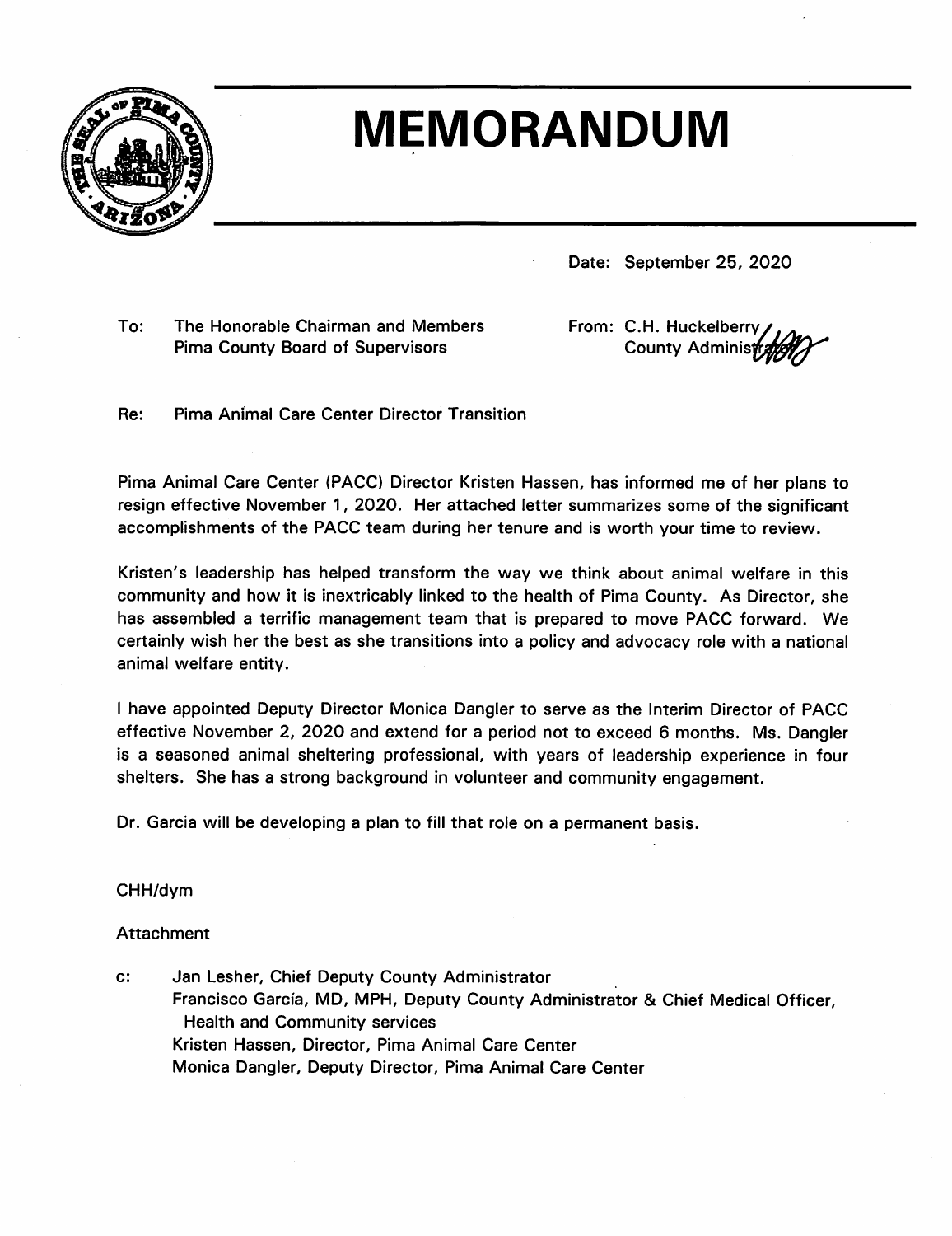# MEMORANDUM

Date: September 25, 2020

To: The Honorable Chairman and Members
Pima County Board of Supervisors

From: C.H. Huckelberry
County Administrator

Re: Pima Animal Care Center Director Transition

Pima Animal Care Center (PACC) Director Kristen Hassen, has informed me of her plans to resign effective November 1, 2020. Her attached letter summarizes some of the significant accomplishments of the PACC team during her tenure and is worth your time to review.

Kristen's leadership has helped transform the way we think about animal welfare in this community and how it is inextricably linked to the health of Pima County. As Director, she has assembled a terrific management team that is prepared to move PACC forward. We certainly wish her the best as she transitions into a policy and advocacy role with a national animal welfare entity.

I have appointed Deputy Director Monica Dangler to serve as the Interim Director of PACC effective November 2, 2020 and extend for a period not to exceed 6 months. Ms. Dangler is a seasoned animal sheltering professional, with years of leadership experience in four shelters. She has a strong background in volunteer and community engagement.

Dr. Garcia will be developing a plan to fill that role on a permanent basis.

CHH/dym

Attachment

c: Jan Lesher, Chief Deputy County Administrator
Francisco García, MD, MPH, Deputy County Administrator & Chief Medical Officer, Health and Community services
Kristen Hassen, Director, Pima Animal Care Center
Monica Dangler, Deputy Director, Pima Animal Care Center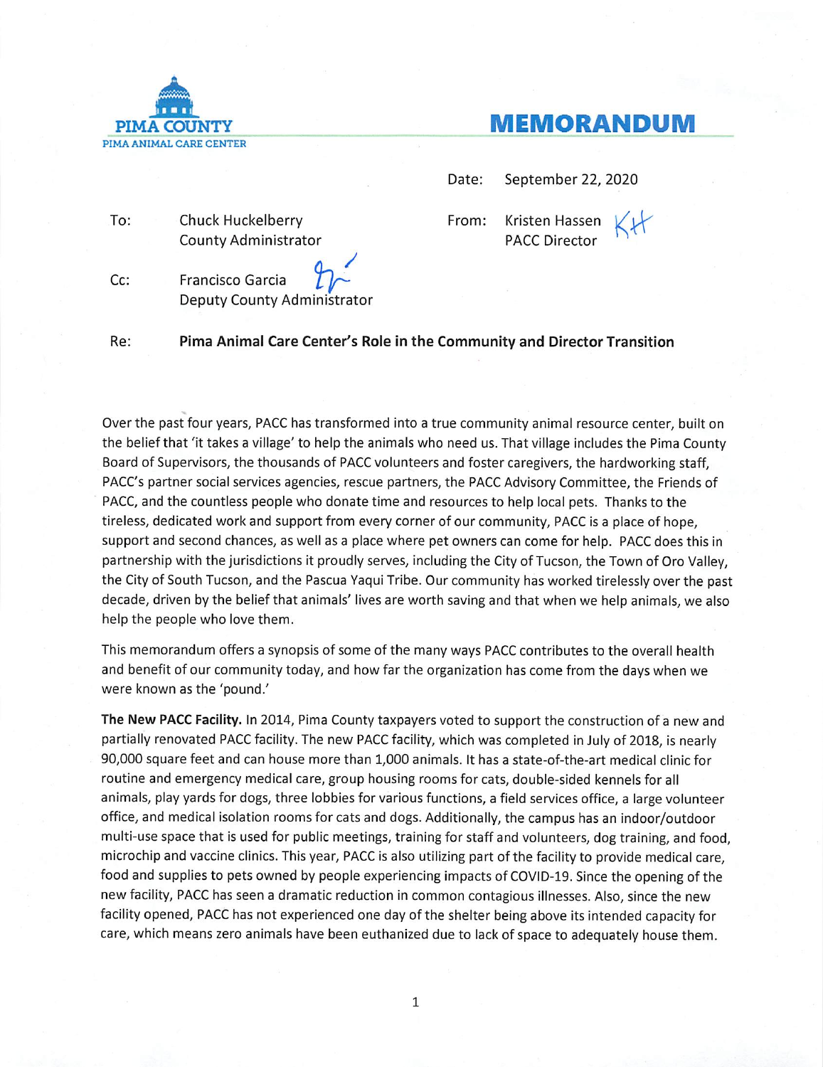PIMA COUNTY
PIMA ANIMAL CARE CENTER

# MEMORANDUM

Date: September 22, 2020

To: Chuck Huckelberry
County Administrator

From: Kristen Hassen
PACC Director

Cc: Francisco Garcia
Deputy County Administrator

Re: **Pima Animal Care Center's Role in the Community and Director Transition**

Over the past four years, PACC has transformed into a true community animal resource center, built on the belief that 'it takes a village' to help the animals who need us. That village includes the Pima County Board of Supervisors, the thousands of PACC volunteers and foster caregivers, the hardworking staff, PACC's partner social services agencies, rescue partners, the PACC Advisory Committee, the Friends of PACC, and the countless people who donate time and resources to help local pets. Thanks to the tireless, dedicated work and support from every corner of our community, PACC is a place of hope, support and second chances, as well as a place where pet owners can come for help. PACC does this in partnership with the jurisdictions it proudly serves, including the City of Tucson, the Town of Oro Valley, the City of South Tucson, and the Pascua Yaqui Tribe. Our community has worked tirelessly over the past decade, driven by the belief that animals' lives are worth saving and that when we help animals, we also help the people who love them.

This memorandum offers a synopsis of some of the many ways PACC contributes to the overall health and benefit of our community today, and how far the organization has come from the days when we were known as the 'pound.'

**The New PACC Facility.** In 2014, Pima County taxpayers voted to support the construction of a new and partially renovated PACC facility. The new PACC facility, which was completed in July of 2018, is nearly 90,000 square feet and can house more than 1,000 animals. It has a state-of-the-art medical clinic for routine and emergency medical care, group housing rooms for cats, double-sided kennels for all animals, play yards for dogs, three lobbies for various functions, a field services office, a large volunteer office, and medical isolation rooms for cats and dogs. Additionally, the campus has an indoor/outdoor multi-use space that is used for public meetings, training for staff and volunteers, dog training, and food, microchip and vaccine clinics. This year, PACC is also utilizing part of the facility to provide medical care, food and supplies to pets owned by people experiencing impacts of COVID-19. Since the opening of the new facility, PACC has seen a dramatic reduction in common contagious illnesses. Also, since the new facility opened, PACC has not experienced one day of the shelter being above its intended capacity for care, which means zero animals have been euthanized due to lack of space to adequately house them.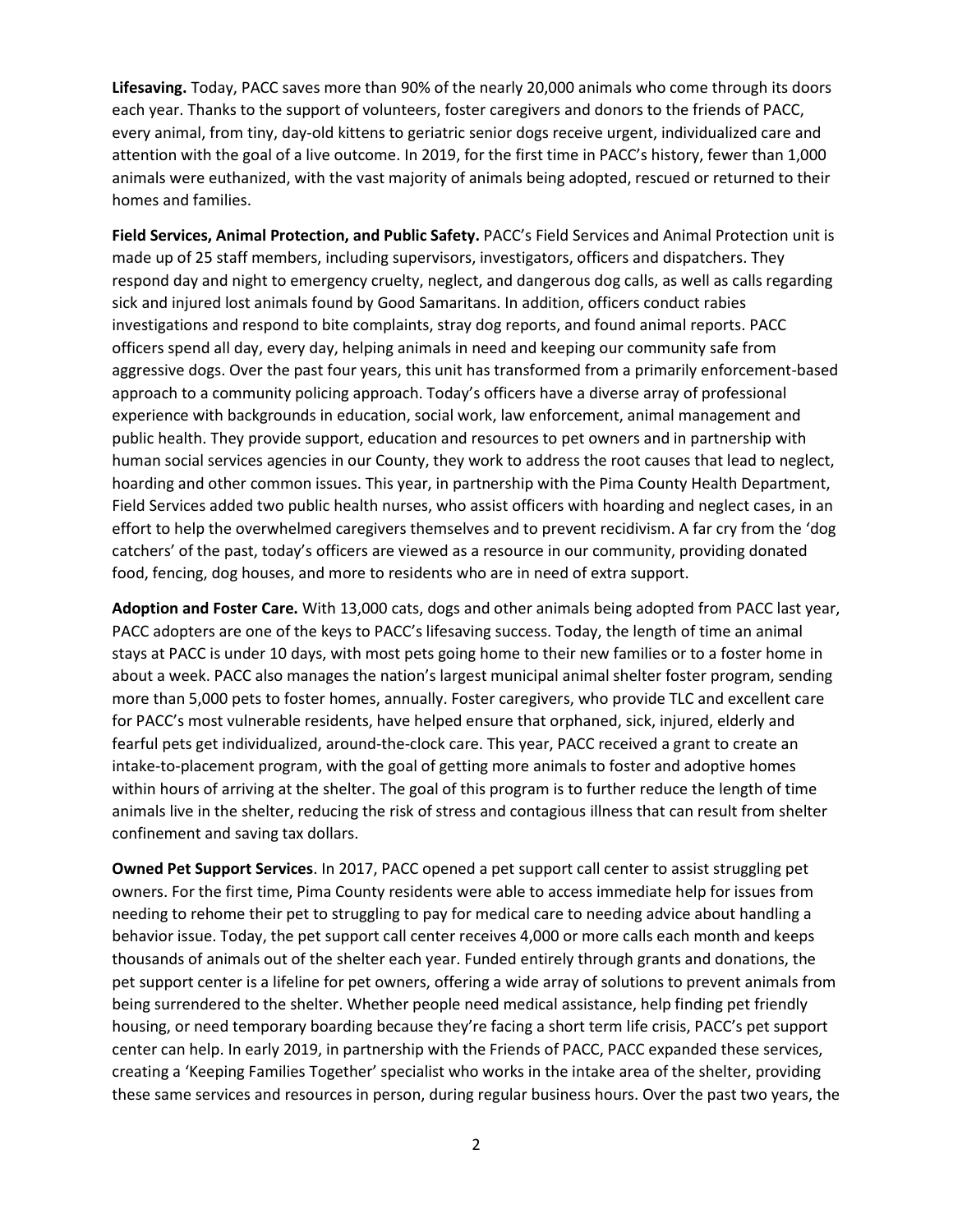**Lifesaving.** Today, PACC saves more than 90% of the nearly 20,000 animals who come through its doors each year. Thanks to the support of volunteers, foster caregivers and donors to the friends of PACC, every animal, from tiny, day-old kittens to geriatric senior dogs receive urgent, individualized care and attention with the goal of a live outcome. In 2019, for the first time in PACC's history, fewer than 1,000 animals were euthanized, with the vast majority of animals being adopted, rescued or returned to their homes and families.

**Field Services, Animal Protection, and Public Safety.** PACC's Field Services and Animal Protection unit is made up of 25 staff members, including supervisors, investigators, officers and dispatchers. They respond day and night to emergency cruelty, neglect, and dangerous dog calls, as well as calls regarding sick and injured lost animals found by Good Samaritans. In addition, officers conduct rabies investigations and respond to bite complaints, stray dog reports, and found animal reports. PACC officers spend all day, every day, helping animals in need and keeping our community safe from aggressive dogs. Over the past four years, this unit has transformed from a primarily enforcement-based approach to a community policing approach. Today's officers have a diverse array of professional experience with backgrounds in education, social work, law enforcement, animal management and public health. They provide support, education and resources to pet owners and in partnership with human social services agencies in our County, they work to address the root causes that lead to neglect, hoarding and other common issues. This year, in partnership with the Pima County Health Department, Field Services added two public health nurses, who assist officers with hoarding and neglect cases, in an effort to help the overwhelmed caregivers themselves and to prevent recidivism. A far cry from the 'dog catchers' of the past, today's officers are viewed as a resource in our community, providing donated food, fencing, dog houses, and more to residents who are in need of extra support.

**Adoption and Foster Care.** With 13,000 cats, dogs and other animals being adopted from PACC last year, PACC adopters are one of the keys to PACC's lifesaving success. Today, the length of time an animal stays at PACC is under 10 days, with most pets going home to their new families or to a foster home in about a week. PACC also manages the nation's largest municipal animal shelter foster program, sending more than 5,000 pets to foster homes, annually. Foster caregivers, who provide TLC and excellent care for PACC's most vulnerable residents, have helped ensure that orphaned, sick, injured, elderly and fearful pets get individualized, around-the-clock care. This year, PACC received a grant to create an intake-to-placement program, with the goal of getting more animals to foster and adoptive homes within hours of arriving at the shelter. The goal of this program is to further reduce the length of time animals live in the shelter, reducing the risk of stress and contagious illness that can result from shelter confinement and saving tax dollars.

**Owned Pet Support Services**. In 2017, PACC opened a pet support call center to assist struggling pet owners. For the first time, Pima County residents were able to access immediate help for issues from needing to rehome their pet to struggling to pay for medical care to needing advice about handling a behavior issue. Today, the pet support call center receives 4,000 or more calls each month and keeps thousands of animals out of the shelter each year. Funded entirely through grants and donations, the pet support center is a lifeline for pet owners, offering a wide array of solutions to prevent animals from being surrendered to the shelter. Whether people need medical assistance, help finding pet friendly housing, or need temporary boarding because they're facing a short term life crisis, PACC's pet support center can help. In early 2019, in partnership with the Friends of PACC, PACC expanded these services, creating a 'Keeping Families Together' specialist who works in the intake area of the shelter, providing these same services and resources in person, during regular business hours. Over the past two years, the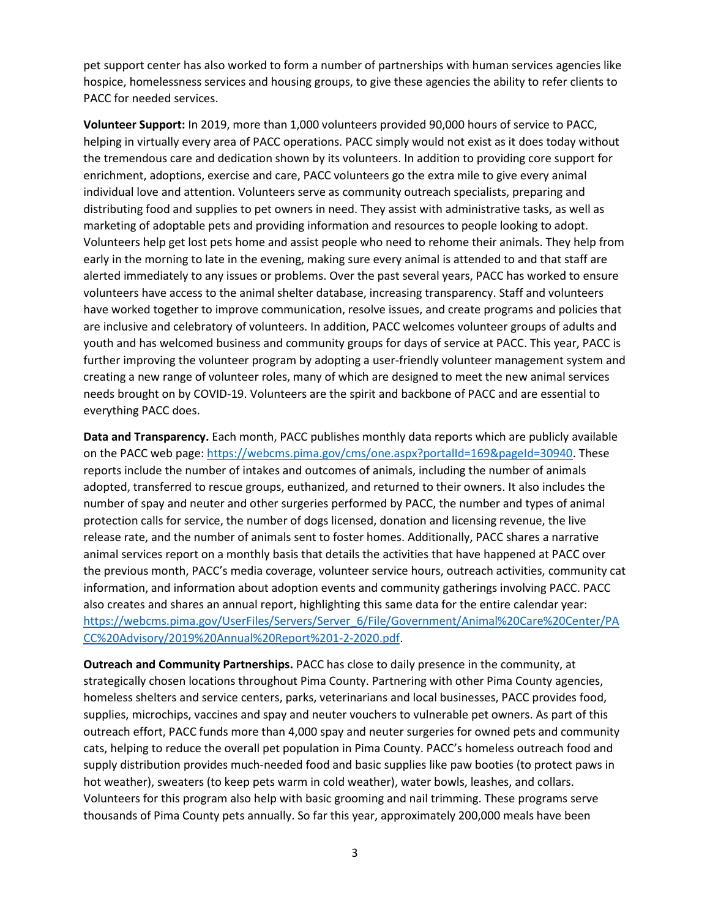pet support center has also worked to form a number of partnerships with human services agencies like hospice, homelessness services and housing groups, to give these agencies the ability to refer clients to PACC for needed services.

**Volunteer Support:** In 2019, more than 1,000 volunteers provided 90,000 hours of service to PACC, helping in virtually every area of PACC operations. PACC simply would not exist as it does today without the tremendous care and dedication shown by its volunteers. In addition to providing core support for enrichment, adoptions, exercise and care, PACC volunteers go the extra mile to give every animal individual love and attention. Volunteers serve as community outreach specialists, preparing and distributing food and supplies to pet owners in need. They assist with administrative tasks, as well as marketing of adoptable pets and providing information and resources to people looking to adopt. Volunteers help get lost pets home and assist people who need to rehome their animals. They help from early in the morning to late in the evening, making sure every animal is attended to and that staff are alerted immediately to any issues or problems. Over the past several years, PACC has worked to ensure volunteers have access to the animal shelter database, increasing transparency. Staff and volunteers have worked together to improve communication, resolve issues, and create programs and policies that are inclusive and celebratory of volunteers. In addition, PACC welcomes volunteer groups of adults and youth and has welcomed business and community groups for days of service at PACC. This year, PACC is further improving the volunteer program by adopting a user-friendly volunteer management system and creating a new range of volunteer roles, many of which are designed to meet the new animal services needs brought on by COVID-19. Volunteers are the spirit and backbone of PACC and are essential to everything PACC does.

**Data and Transparency.** Each month, PACC publishes monthly data reports which are publicly available on the PACC web page: https://webcms.pima.gov/cms/one.aspx?portalId=169&pageId=30940. These reports include the number of intakes and outcomes of animals, including the number of animals adopted, transferred to rescue groups, euthanized, and returned to their owners. It also includes the number of spay and neuter and other surgeries performed by PACC, the number and types of animal protection calls for service, the number of dogs licensed, donation and licensing revenue, the live release rate, and the number of animals sent to foster homes. Additionally, PACC shares a narrative animal services report on a monthly basis that details the activities that have happened at PACC over the previous month, PACC's media coverage, volunteer service hours, outreach activities, community cat information, and information about adoption events and community gatherings involving PACC. PACC also creates and shares an annual report, highlighting this same data for the entire calendar year: https://webcms.pima.gov/UserFiles/Servers/Server_6/File/Government/Animal%20Care%20Center/PACC%20Advisory/2019%20Annual%20Report%201-2-2020.pdf.

**Outreach and Community Partnerships.** PACC has close to daily presence in the community, at strategically chosen locations throughout Pima County. Partnering with other Pima County agencies, homeless shelters and service centers, parks, veterinarians and local businesses, PACC provides food, supplies, microchips, vaccines and spay and neuter vouchers to vulnerable pet owners. As part of this outreach effort, PACC funds more than 4,000 spay and neuter surgeries for owned pets and community cats, helping to reduce the overall pet population in Pima County. PACC's homeless outreach food and supply distribution provides much-needed food and basic supplies like paw booties (to protect paws in hot weather), sweaters (to keep pets warm in cold weather), water bowls, leashes, and collars. Volunteers for this program also help with basic grooming and nail trimming. These programs serve thousands of Pima County pets annually. So far this year, approximately 200,000 meals have been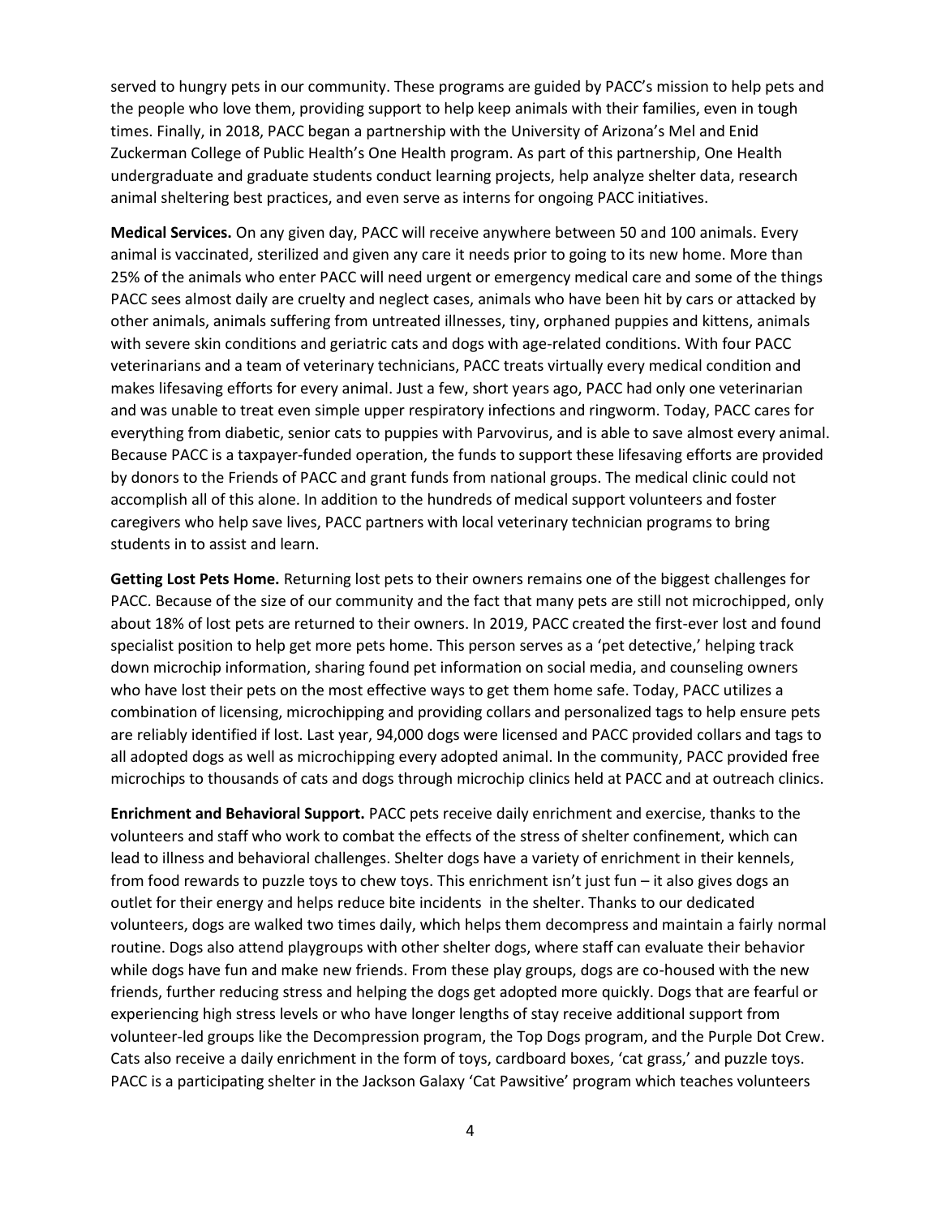served to hungry pets in our community. These programs are guided by PACC's mission to help pets and the people who love them, providing support to help keep animals with their families, even in tough times. Finally, in 2018, PACC began a partnership with the University of Arizona's Mel and Enid Zuckerman College of Public Health's One Health program. As part of this partnership, One Health undergraduate and graduate students conduct learning projects, help analyze shelter data, research animal sheltering best practices, and even serve as interns for ongoing PACC initiatives.

**Medical Services.** On any given day, PACC will receive anywhere between 50 and 100 animals. Every animal is vaccinated, sterilized and given any care it needs prior to going to its new home. More than 25% of the animals who enter PACC will need urgent or emergency medical care and some of the things PACC sees almost daily are cruelty and neglect cases, animals who have been hit by cars or attacked by other animals, animals suffering from untreated illnesses, tiny, orphaned puppies and kittens, animals with severe skin conditions and geriatric cats and dogs with age-related conditions. With four PACC veterinarians and a team of veterinary technicians, PACC treats virtually every medical condition and makes lifesaving efforts for every animal. Just a few, short years ago, PACC had only one veterinarian and was unable to treat even simple upper respiratory infections and ringworm. Today, PACC cares for everything from diabetic, senior cats to puppies with Parvovirus, and is able to save almost every animal. Because PACC is a taxpayer-funded operation, the funds to support these lifesaving efforts are provided by donors to the Friends of PACC and grant funds from national groups. The medical clinic could not accomplish all of this alone. In addition to the hundreds of medical support volunteers and foster caregivers who help save lives, PACC partners with local veterinary technician programs to bring students in to assist and learn.

**Getting Lost Pets Home.** Returning lost pets to their owners remains one of the biggest challenges for PACC. Because of the size of our community and the fact that many pets are still not microchipped, only about 18% of lost pets are returned to their owners. In 2019, PACC created the first-ever lost and found specialist position to help get more pets home. This person serves as a 'pet detective,' helping track down microchip information, sharing found pet information on social media, and counseling owners who have lost their pets on the most effective ways to get them home safe. Today, PACC utilizes a combination of licensing, microchipping and providing collars and personalized tags to help ensure pets are reliably identified if lost. Last year, 94,000 dogs were licensed and PACC provided collars and tags to all adopted dogs as well as microchipping every adopted animal. In the community, PACC provided free microchips to thousands of cats and dogs through microchip clinics held at PACC and at outreach clinics.

**Enrichment and Behavioral Support.** PACC pets receive daily enrichment and exercise, thanks to the volunteers and staff who work to combat the effects of the stress of shelter confinement, which can lead to illness and behavioral challenges. Shelter dogs have a variety of enrichment in their kennels, from food rewards to puzzle toys to chew toys. This enrichment isn't just fun – it also gives dogs an outlet for their energy and helps reduce bite incidents in the shelter. Thanks to our dedicated volunteers, dogs are walked two times daily, which helps them decompress and maintain a fairly normal routine. Dogs also attend playgroups with other shelter dogs, where staff can evaluate their behavior while dogs have fun and make new friends. From these play groups, dogs are co-housed with the new friends, further reducing stress and helping the dogs get adopted more quickly. Dogs that are fearful or experiencing high stress levels or who have longer lengths of stay receive additional support from volunteer-led groups like the Decompression program, the Top Dogs program, and the Purple Dot Crew. Cats also receive a daily enrichment in the form of toys, cardboard boxes, 'cat grass,' and puzzle toys. PACC is a participating shelter in the Jackson Galaxy 'Cat Pawsitive' program which teaches volunteers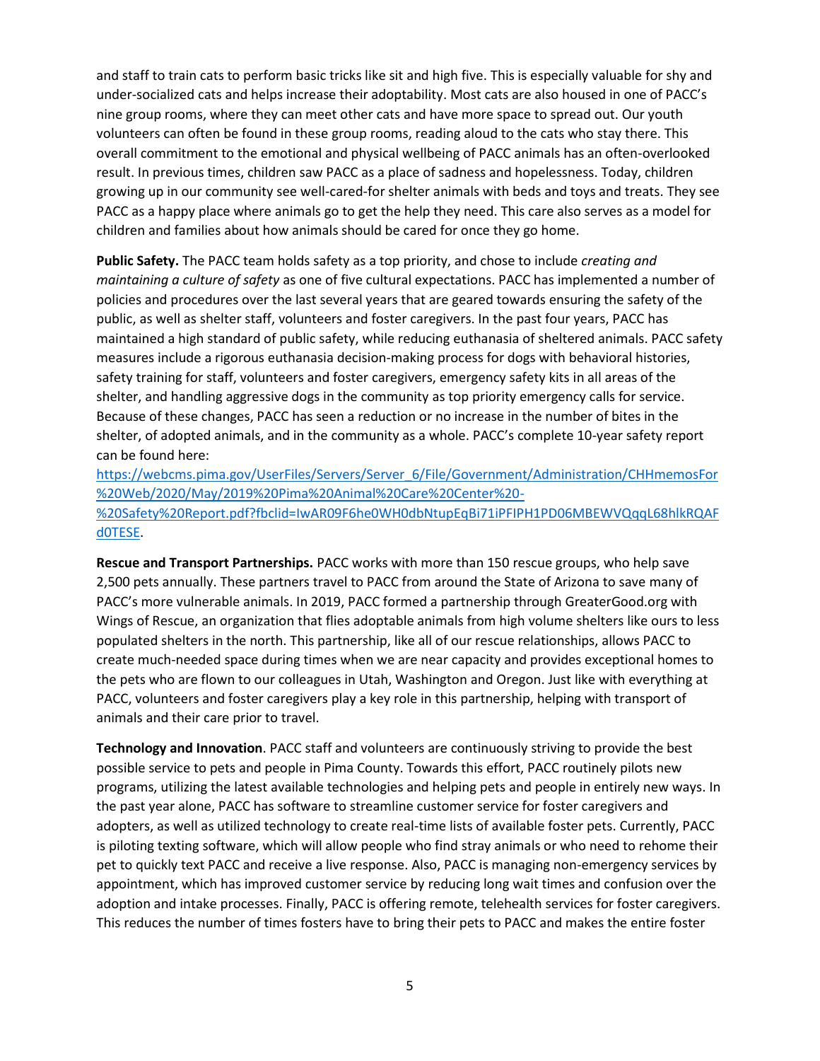and staff to train cats to perform basic tricks like sit and high five. This is especially valuable for shy and under-socialized cats and helps increase their adoptability. Most cats are also housed in one of PACC's nine group rooms, where they can meet other cats and have more space to spread out. Our youth volunteers can often be found in these group rooms, reading aloud to the cats who stay there. This overall commitment to the emotional and physical wellbeing of PACC animals has an often-overlooked result. In previous times, children saw PACC as a place of sadness and hopelessness. Today, children growing up in our community see well-cared-for shelter animals with beds and toys and treats. They see PACC as a happy place where animals go to get the help they need. This care also serves as a model for children and families about how animals should be cared for once they go home.

**Public Safety.** The PACC team holds safety as a top priority, and chose to include *creating and maintaining a culture of safety* as one of five cultural expectations. PACC has implemented a number of policies and procedures over the last several years that are geared towards ensuring the safety of the public, as well as shelter staff, volunteers and foster caregivers. In the past four years, PACC has maintained a high standard of public safety, while reducing euthanasia of sheltered animals. PACC safety measures include a rigorous euthanasia decision-making process for dogs with behavioral histories, safety training for staff, volunteers and foster caregivers, emergency safety kits in all areas of the shelter, and handling aggressive dogs in the community as top priority emergency calls for service. Because of these changes, PACC has seen a reduction or no increase in the number of bites in the shelter, of adopted animals, and in the community as a whole. PACC's complete 10-year safety report can be found here: [https://webcms.pima.gov/UserFiles/Servers/Server_6/File/Government/Administration/CHHmemosFor%20Web/2020/May/2019%20Pima%20Animal%20Care%20Center%20-%20Safety%20Report.pdf?fbclid=IwAR09F6he0WH0dbNtupEqBi71iPFIPH1PD06MBEWVQqqL68hlkRQAFd0TESE](https://webcms.pima.gov/UserFiles/Servers/Server_6/File/Government/Administration/CHHmemosFor%20Web/2020/May/2019%20Pima%20Animal%20Care%20Center%20-%20Safety%20Report.pdf?fbclid=IwAR09F6he0WH0dbNtupEqBi71iPFIPH1PD06MBEWVQqqL68hlkRQAFd0TESE).

**Rescue and Transport Partnerships.** PACC works with more than 150 rescue groups, who help save 2,500 pets annually. These partners travel to PACC from around the State of Arizona to save many of PACC's more vulnerable animals. In 2019, PACC formed a partnership through GreaterGood.org with Wings of Rescue, an organization that flies adoptable animals from high volume shelters like ours to less populated shelters in the north. This partnership, like all of our rescue relationships, allows PACC to create much-needed space during times when we are near capacity and provides exceptional homes to the pets who are flown to our colleagues in Utah, Washington and Oregon. Just like with everything at PACC, volunteers and foster caregivers play a key role in this partnership, helping with transport of animals and their care prior to travel.

**Technology and Innovation**. PACC staff and volunteers are continuously striving to provide the best possible service to pets and people in Pima County. Towards this effort, PACC routinely pilots new programs, utilizing the latest available technologies and helping pets and people in entirely new ways. In the past year alone, PACC has software to streamline customer service for foster caregivers and adopters, as well as utilized technology to create real-time lists of available foster pets. Currently, PACC is piloting texting software, which will allow people who find stray animals or who need to rehome their pet to quickly text PACC and receive a live response. Also, PACC is managing non-emergency services by appointment, which has improved customer service by reducing long wait times and confusion over the adoption and intake processes. Finally, PACC is offering remote, telehealth services for foster caregivers. This reduces the number of times fosters have to bring their pets to PACC and makes the entire foster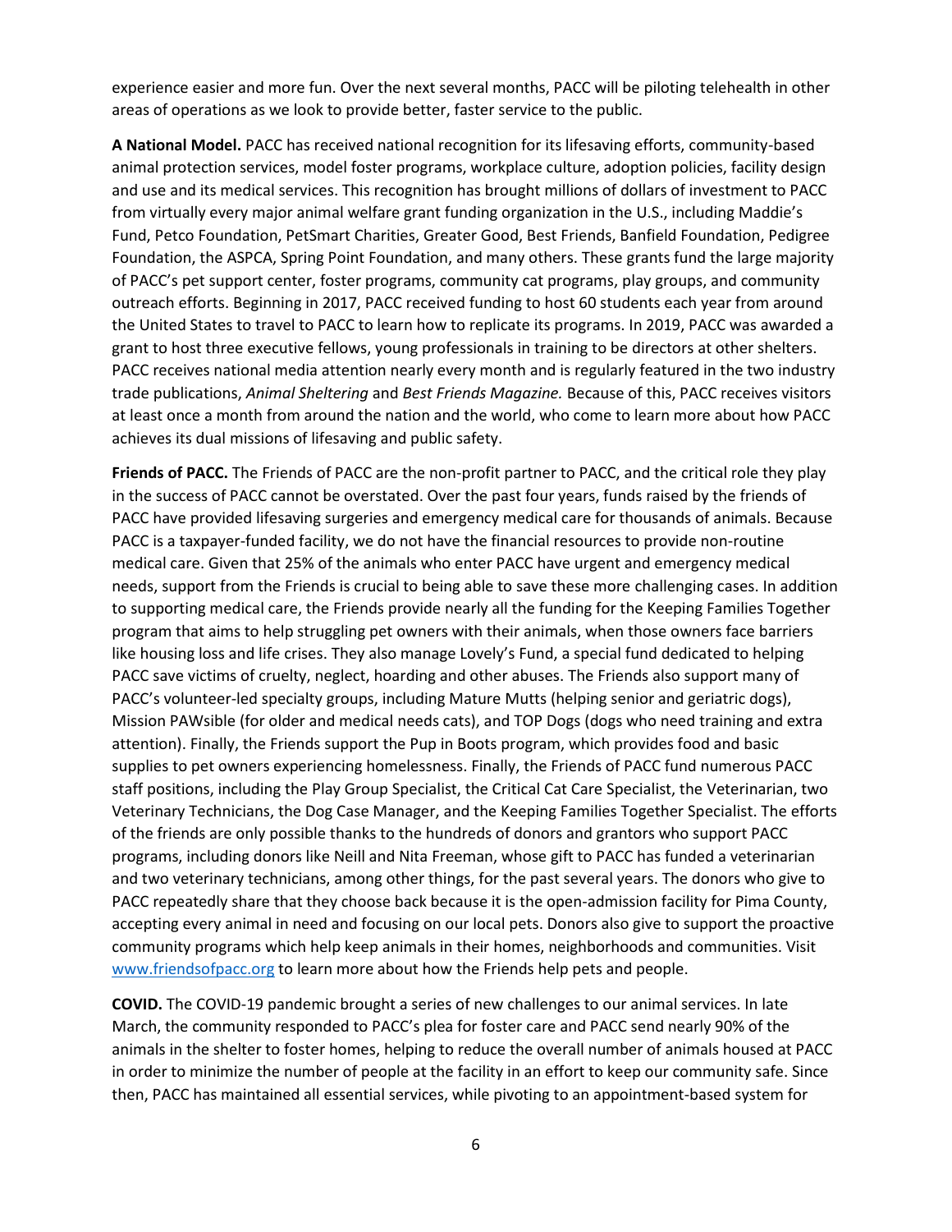experience easier and more fun. Over the next several months, PACC will be piloting telehealth in other areas of operations as we look to provide better, faster service to the public.

**A National Model.** PACC has received national recognition for its lifesaving efforts, community-based animal protection services, model foster programs, workplace culture, adoption policies, facility design and use and its medical services. This recognition has brought millions of dollars of investment to PACC from virtually every major animal welfare grant funding organization in the U.S., including Maddie's Fund, Petco Foundation, PetSmart Charities, Greater Good, Best Friends, Banfield Foundation, Pedigree Foundation, the ASPCA, Spring Point Foundation, and many others. These grants fund the large majority of PACC's pet support center, foster programs, community cat programs, play groups, and community outreach efforts. Beginning in 2017, PACC received funding to host 60 students each year from around the United States to travel to PACC to learn how to replicate its programs. In 2019, PACC was awarded a grant to host three executive fellows, young professionals in training to be directors at other shelters. PACC receives national media attention nearly every month and is regularly featured in the two industry trade publications, *Animal Sheltering* and *Best Friends Magazine.* Because of this, PACC receives visitors at least once a month from around the nation and the world, who come to learn more about how PACC achieves its dual missions of lifesaving and public safety.

**Friends of PACC.** The Friends of PACC are the non-profit partner to PACC, and the critical role they play in the success of PACC cannot be overstated. Over the past four years, funds raised by the friends of PACC have provided lifesaving surgeries and emergency medical care for thousands of animals. Because PACC is a taxpayer-funded facility, we do not have the financial resources to provide non-routine medical care. Given that 25% of the animals who enter PACC have urgent and emergency medical needs, support from the Friends is crucial to being able to save these more challenging cases. In addition to supporting medical care, the Friends provide nearly all the funding for the Keeping Families Together program that aims to help struggling pet owners with their animals, when those owners face barriers like housing loss and life crises. They also manage Lovely's Fund, a special fund dedicated to helping PACC save victims of cruelty, neglect, hoarding and other abuses. The Friends also support many of PACC's volunteer-led specialty groups, including Mature Mutts (helping senior and geriatric dogs), Mission PAWsible (for older and medical needs cats), and TOP Dogs (dogs who need training and extra attention). Finally, the Friends support the Pup in Boots program, which provides food and basic supplies to pet owners experiencing homelessness. Finally, the Friends of PACC fund numerous PACC staff positions, including the Play Group Specialist, the Critical Cat Care Specialist, the Veterinarian, two Veterinary Technicians, the Dog Case Manager, and the Keeping Families Together Specialist. The efforts of the friends are only possible thanks to the hundreds of donors and grantors who support PACC programs, including donors like Neill and Nita Freeman, whose gift to PACC has funded a veterinarian and two veterinary technicians, among other things, for the past several years. The donors who give to PACC repeatedly share that they choose back because it is the open-admission facility for Pima County, accepting every animal in need and focusing on our local pets. Donors also give to support the proactive community programs which help keep animals in their homes, neighborhoods and communities. Visit [www.friendsofpacc.org](http://www.friendsofpacc.org) to learn more about how the Friends help pets and people.

**COVID.** The COVID-19 pandemic brought a series of new challenges to our animal services. In late March, the community responded to PACC's plea for foster care and PACC send nearly 90% of the animals in the shelter to foster homes, helping to reduce the overall number of animals housed at PACC in order to minimize the number of people at the facility in an effort to keep our community safe. Since then, PACC has maintained all essential services, while pivoting to an appointment-based system for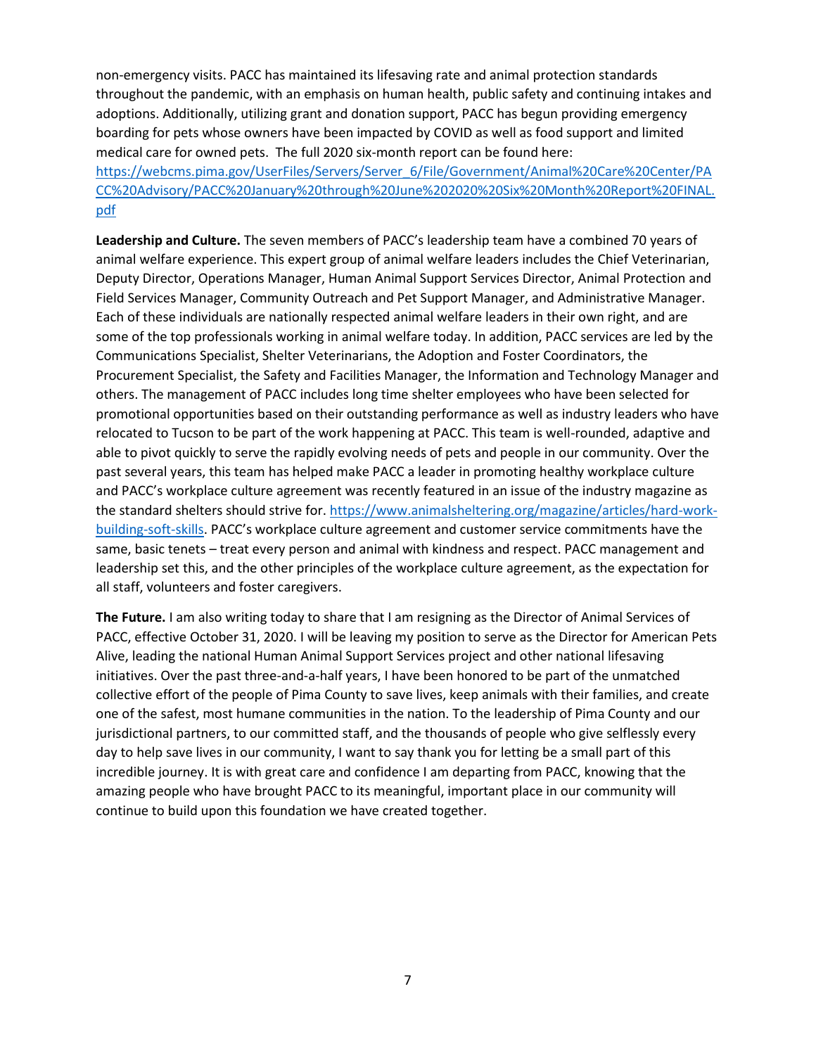non-emergency visits. PACC has maintained its lifesaving rate and animal protection standards throughout the pandemic, with an emphasis on human health, public safety and continuing intakes and adoptions. Additionally, utilizing grant and donation support, PACC has begun providing emergency boarding for pets whose owners have been impacted by COVID as well as food support and limited medical care for owned pets. The full 2020 six-month report can be found here: https://webcms.pima.gov/UserFiles/Servers/Server_6/File/Government/Animal%20Care%20Center/PACC%20Advisory/PACC%20January%20through%20June%202020%20Six%20Month%20Report%20FINAL.pdf

**Leadership and Culture.** The seven members of PACC's leadership team have a combined 70 years of animal welfare experience. This expert group of animal welfare leaders includes the Chief Veterinarian, Deputy Director, Operations Manager, Human Animal Support Services Director, Animal Protection and Field Services Manager, Community Outreach and Pet Support Manager, and Administrative Manager. Each of these individuals are nationally respected animal welfare leaders in their own right, and are some of the top professionals working in animal welfare today. In addition, PACC services are led by the Communications Specialist, Shelter Veterinarians, the Adoption and Foster Coordinators, the Procurement Specialist, the Safety and Facilities Manager, the Information and Technology Manager and others. The management of PACC includes long time shelter employees who have been selected for promotional opportunities based on their outstanding performance as well as industry leaders who have relocated to Tucson to be part of the work happening at PACC. This team is well-rounded, adaptive and able to pivot quickly to serve the rapidly evolving needs of pets and people in our community. Over the past several years, this team has helped make PACC a leader in promoting healthy workplace culture and PACC's workplace culture agreement was recently featured in an issue of the industry magazine as the standard shelters should strive for. https://www.animalsheltering.org/magazine/articles/hard-work-building-soft-skills. PACC's workplace culture agreement and customer service commitments have the same, basic tenets – treat every person and animal with kindness and respect. PACC management and leadership set this, and the other principles of the workplace culture agreement, as the expectation for all staff, volunteers and foster caregivers.

**The Future.** I am also writing today to share that I am resigning as the Director of Animal Services of PACC, effective October 31, 2020. I will be leaving my position to serve as the Director for American Pets Alive, leading the national Human Animal Support Services project and other national lifesaving initiatives. Over the past three-and-a-half years, I have been honored to be part of the unmatched collective effort of the people of Pima County to save lives, keep animals with their families, and create one of the safest, most humane communities in the nation. To the leadership of Pima County and our jurisdictional partners, to our committed staff, and the thousands of people who give selflessly every day to help save lives in our community, I want to say thank you for letting be a small part of this incredible journey. It is with great care and confidence I am departing from PACC, knowing that the amazing people who have brought PACC to its meaningful, important place in our community will continue to build upon this foundation we have created together.